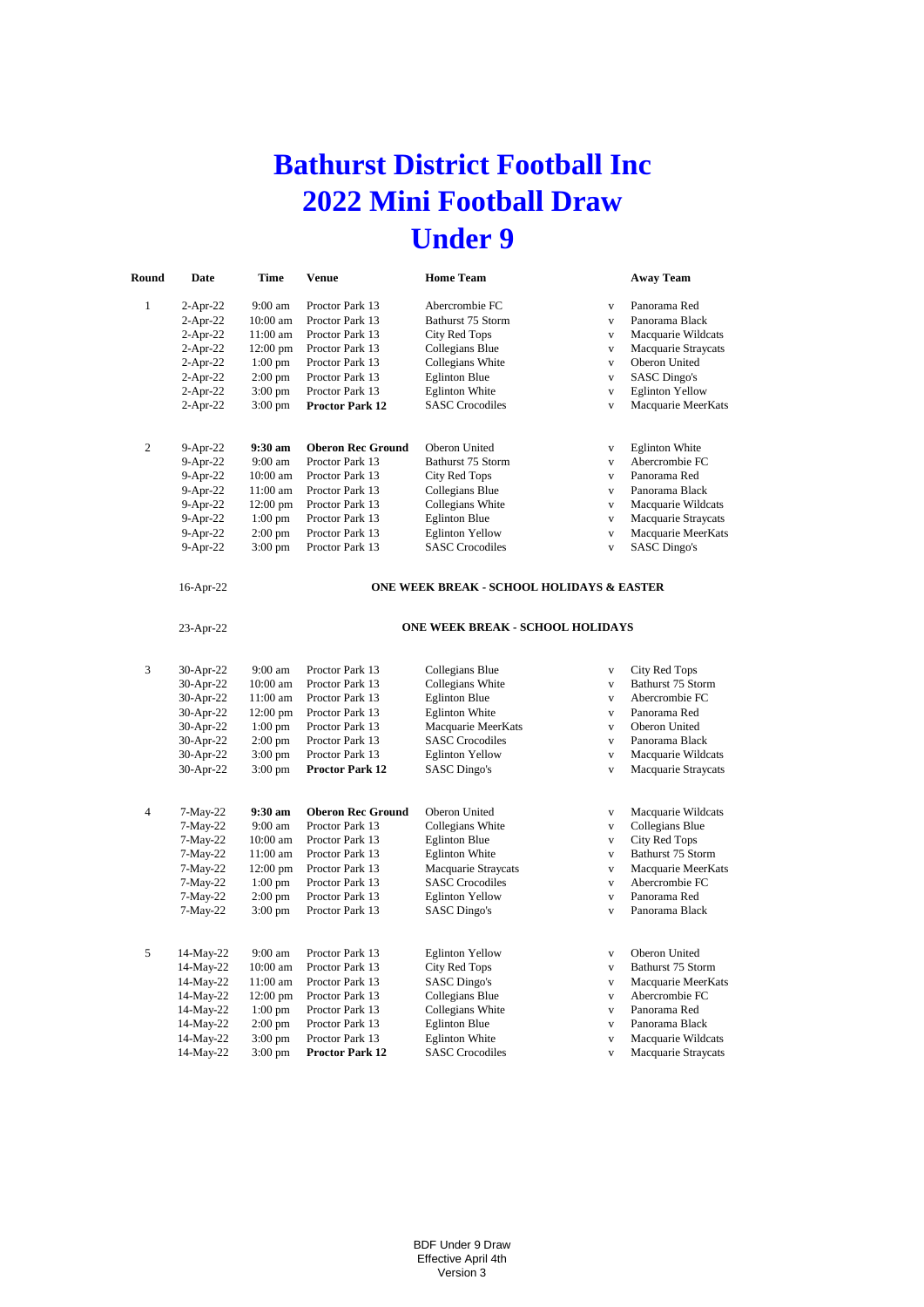# Bathurst District Football Inc
# 2022 Mini Football Draw
# Under 9

| Round | Date | Time | Venue | Home Team | | Away Team |
|---|---|---|---|---|---|---|
| 1 | 2-Apr-22 | 9:00 am | Proctor Park 13 | Abercrombie FC | v | Panorama Red |
| | 2-Apr-22 | 10:00 am | Proctor Park 13 | Bathurst 75 Storm | v | Panorama Black |
| | 2-Apr-22 | 11:00 am | Proctor Park 13 | City Red Tops | v | Macquarie Wildcats |
| | 2-Apr-22 | 12:00 pm | Proctor Park 13 | Collegians Blue | v | Macquarie Straycats |
| | 2-Apr-22 | 1:00 pm | Proctor Park 13 | Collegians White | v | Oberon United |
| | 2-Apr-22 | 2:00 pm | Proctor Park 13 | Eglinton Blue | v | SASC Dingo's |
| | 2-Apr-22 | 3:00 pm | Proctor Park 13 | Eglinton White | v | Eglinton Yellow |
| | 2-Apr-22 | 3:00 pm | **Proctor Park 12** | SASC Crocodiles | v | Macquarie MeerKats |
| 2 | 9-Apr-22 | **9:30 am** | **Oberon Rec Ground** | Oberon United | v | Eglinton White |
| | 9-Apr-22 | 9:00 am | Proctor Park 13 | Bathurst 75 Storm | v | Abercrombie FC |
| | 9-Apr-22 | 10:00 am | Proctor Park 13 | City Red Tops | v | Panorama Red |
| | 9-Apr-22 | 11:00 am | Proctor Park 13 | Collegians Blue | v | Panorama Black |
| | 9-Apr-22 | 12:00 pm | Proctor Park 13 | Collegians White | v | Macquarie Wildcats |
| | 9-Apr-22 | 1:00 pm | Proctor Park 13 | Eglinton Blue | v | Macquarie Straycats |
| | 9-Apr-22 | 2:00 pm | Proctor Park 13 | Eglinton Yellow | v | Macquarie MeerKats |
| | 9-Apr-22 | 3:00 pm | Proctor Park 13 | SASC Crocodiles | v | SASC Dingo's |
| | 16-Apr-22 | | | **ONE WEEK BREAK - SCHOOL HOLIDAYS & EASTER** | | |
| | 23-Apr-22 | | | **ONE WEEK BREAK - SCHOOL HOLIDAYS** | | |
| 3 | 30-Apr-22 | 9:00 am | Proctor Park 13 | Collegians Blue | v | City Red Tops |
| | 30-Apr-22 | 10:00 am | Proctor Park 13 | Collegians White | v | Bathurst 75 Storm |
| | 30-Apr-22 | 11:00 am | Proctor Park 13 | Eglinton Blue | v | Abercrombie FC |
| | 30-Apr-22 | 12:00 pm | Proctor Park 13 | Eglinton White | v | Panorama Red |
| | 30-Apr-22 | 1:00 pm | Proctor Park 13 | Macquarie MeerKats | v | Oberon United |
| | 30-Apr-22 | 2:00 pm | Proctor Park 13 | SASC Crocodiles | v | Panorama Black |
| | 30-Apr-22 | 3:00 pm | Proctor Park 13 | Eglinton Yellow | v | Macquarie Wildcats |
| | 30-Apr-22 | 3:00 pm | **Proctor Park 12** | SASC Dingo's | v | Macquarie Straycats |
| 4 | 7-May-22 | **9:30 am** | **Oberon Rec Ground** | Oberon United | v | Macquarie Wildcats |
| | 7-May-22 | 9:00 am | Proctor Park 13 | Collegians White | v | Collegians Blue |
| | 7-May-22 | 10:00 am | Proctor Park 13 | Eglinton Blue | v | City Red Tops |
| | 7-May-22 | 11:00 am | Proctor Park 13 | Eglinton White | v | Bathurst 75 Storm |
| | 7-May-22 | 12:00 pm | Proctor Park 13 | Macquarie Straycats | v | Macquarie MeerKats |
| | 7-May-22 | 1:00 pm | Proctor Park 13 | SASC Crocodiles | v | Abercrombie FC |
| | 7-May-22 | 2:00 pm | Proctor Park 13 | Eglinton Yellow | v | Panorama Red |
| | 7-May-22 | 3:00 pm | Proctor Park 13 | SASC Dingo's | v | Panorama Black |
| 5 | 14-May-22 | 9:00 am | Proctor Park 13 | Eglinton Yellow | v | Oberon United |
| | 14-May-22 | 10:00 am | Proctor Park 13 | City Red Tops | v | Bathurst 75 Storm |
| | 14-May-22 | 11:00 am | Proctor Park 13 | SASC Dingo's | v | Macquarie MeerKats |
| | 14-May-22 | 12:00 pm | Proctor Park 13 | Collegians Blue | v | Abercrombie FC |
| | 14-May-22 | 1:00 pm | Proctor Park 13 | Collegians White | v | Panorama Red |
| | 14-May-22 | 2:00 pm | Proctor Park 13 | Eglinton Blue | v | Panorama Black |
| | 14-May-22 | 3:00 pm | Proctor Park 13 | Eglinton White | v | Macquarie Wildcats |
| | 14-May-22 | 3:00 pm | **Proctor Park 12** | SASC Crocodiles | v | Macquarie Straycats |

BDF Under 9 Draw
Effective April 4th
Version 3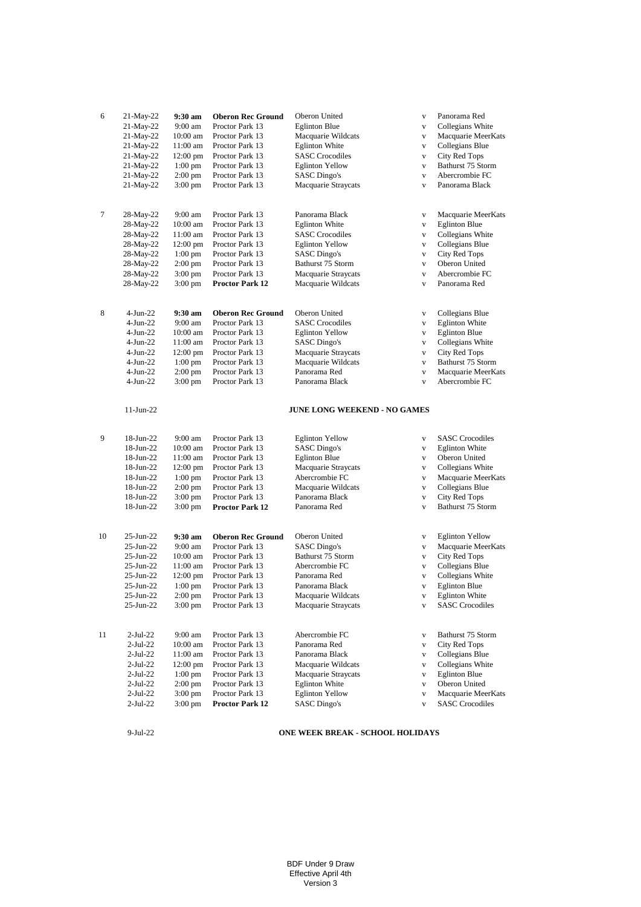| Round | Date | Time | Venue | Home | | Away |
|---|---|---|---|---|---|---|
| 6 | 21-May-22 | **9:30 am** | **Oberon Rec Ground** | Oberon United | v | Panorama Red |
| | 21-May-22 | 9:00 am | Proctor Park 13 | Eglinton Blue | v | Collegians White |
| | 21-May-22 | 10:00 am | Proctor Park 13 | Macquarie Wildcats | v | Macquarie MeerKats |
| | 21-May-22 | 11:00 am | Proctor Park 13 | Eglinton White | v | Collegians Blue |
| | 21-May-22 | 12:00 pm | Proctor Park 13 | SASC Crocodiles | v | City Red Tops |
| | 21-May-22 | 1:00 pm | Proctor Park 13 | Eglinton Yellow | v | Bathurst 75 Storm |
| | 21-May-22 | 2:00 pm | Proctor Park 13 | SASC Dingo's | v | Abercrombie FC |
| | 21-May-22 | 3:00 pm | Proctor Park 13 | Macquarie Straycats | v | Panorama Black |
| 7 | 28-May-22 | 9:00 am | Proctor Park 13 | Panorama Black | v | Macquarie MeerKats |
| | 28-May-22 | 10:00 am | Proctor Park 13 | Eglinton White | v | Eglinton Blue |
| | 28-May-22 | 11:00 am | Proctor Park 13 | SASC Crocodiles | v | Collegians White |
| | 28-May-22 | 12:00 pm | Proctor Park 13 | Eglinton Yellow | v | Collegians Blue |
| | 28-May-22 | 1:00 pm | Proctor Park 13 | SASC Dingo's | v | City Red Tops |
| | 28-May-22 | 2:00 pm | Proctor Park 13 | Bathurst 75 Storm | v | Oberon United |
| | 28-May-22 | 3:00 pm | Proctor Park 13 | Macquarie Straycats | v | Abercrombie FC |
| | 28-May-22 | 3:00 pm | **Proctor Park 12** | Macquarie Wildcats | v | Panorama Red |
| 8 | 4-Jun-22 | **9:30 am** | **Oberon Rec Ground** | Oberon United | v | Collegians Blue |
| | 4-Jun-22 | 9:00 am | Proctor Park 13 | SASC Crocodiles | v | Eglinton White |
| | 4-Jun-22 | 10:00 am | Proctor Park 13 | Eglinton Yellow | v | Eglinton Blue |
| | 4-Jun-22 | 11:00 am | Proctor Park 13 | SASC Dingo's | v | Collegians White |
| | 4-Jun-22 | 12:00 pm | Proctor Park 13 | Macquarie Straycats | v | City Red Tops |
| | 4-Jun-22 | 1:00 pm | Proctor Park 13 | Macquarie Wildcats | v | Bathurst 75 Storm |
| | 4-Jun-22 | 2:00 pm | Proctor Park 13 | Panorama Red | v | Macquarie MeerKats |
| | 4-Jun-22 | 3:00 pm | Proctor Park 13 | Panorama Black | v | Abercrombie FC |
| | 11-Jun-22 | | | **JUNE LONG WEEKEND - NO GAMES** | | |
| 9 | 18-Jun-22 | 9:00 am | Proctor Park 13 | Eglinton Yellow | v | SASC Crocodiles |
| | 18-Jun-22 | 10:00 am | Proctor Park 13 | SASC Dingo's | v | Eglinton White |
| | 18-Jun-22 | 11:00 am | Proctor Park 13 | Eglinton Blue | v | Oberon United |
| | 18-Jun-22 | 12:00 pm | Proctor Park 13 | Macquarie Straycats | v | Collegians White |
| | 18-Jun-22 | 1:00 pm | Proctor Park 13 | Abercrombie FC | v | Macquarie MeerKats |
| | 18-Jun-22 | 2:00 pm | Proctor Park 13 | Macquarie Wildcats | v | Collegians Blue |
| | 18-Jun-22 | 3:00 pm | Proctor Park 13 | Panorama Black | v | City Red Tops |
| | 18-Jun-22 | 3:00 pm | **Proctor Park 12** | Panorama Red | v | Bathurst 75 Storm |
| 10 | 25-Jun-22 | **9:30 am** | **Oberon Rec Ground** | Oberon United | v | Eglinton Yellow |
| | 25-Jun-22 | 9:00 am | Proctor Park 13 | SASC Dingo's | v | Macquarie MeerKats |
| | 25-Jun-22 | 10:00 am | Proctor Park 13 | Bathurst 75 Storm | v | City Red Tops |
| | 25-Jun-22 | 11:00 am | Proctor Park 13 | Abercrombie FC | v | Collegians Blue |
| | 25-Jun-22 | 12:00 pm | Proctor Park 13 | Panorama Red | v | Collegians White |
| | 25-Jun-22 | 1:00 pm | Proctor Park 13 | Panorama Black | v | Eglinton Blue |
| | 25-Jun-22 | 2:00 pm | Proctor Park 13 | Macquarie Wildcats | v | Eglinton White |
| | 25-Jun-22 | 3:00 pm | Proctor Park 13 | Macquarie Straycats | v | SASC Crocodiles |
| 11 | 2-Jul-22 | 9:00 am | Proctor Park 13 | Abercrombie FC | v | Bathurst 75 Storm |
| | 2-Jul-22 | 10:00 am | Proctor Park 13 | Panorama Red | v | City Red Tops |
| | 2-Jul-22 | 11:00 am | Proctor Park 13 | Panorama Black | v | Collegians Blue |
| | 2-Jul-22 | 12:00 pm | Proctor Park 13 | Macquarie Wildcats | v | Collegians White |
| | 2-Jul-22 | 1:00 pm | Proctor Park 13 | Macquarie Straycats | v | Eglinton Blue |
| | 2-Jul-22 | 2:00 pm | Proctor Park 13 | Eglinton White | v | Oberon United |
| | 2-Jul-22 | 3:00 pm | Proctor Park 13 | Eglinton Yellow | v | Macquarie MeerKats |
| | 2-Jul-22 | 3:00 pm | **Proctor Park 12** | SASC Dingo's | v | SASC Crocodiles |
| | 9-Jul-22 | | | **ONE WEEK BREAK - SCHOOL HOLIDAYS** | | |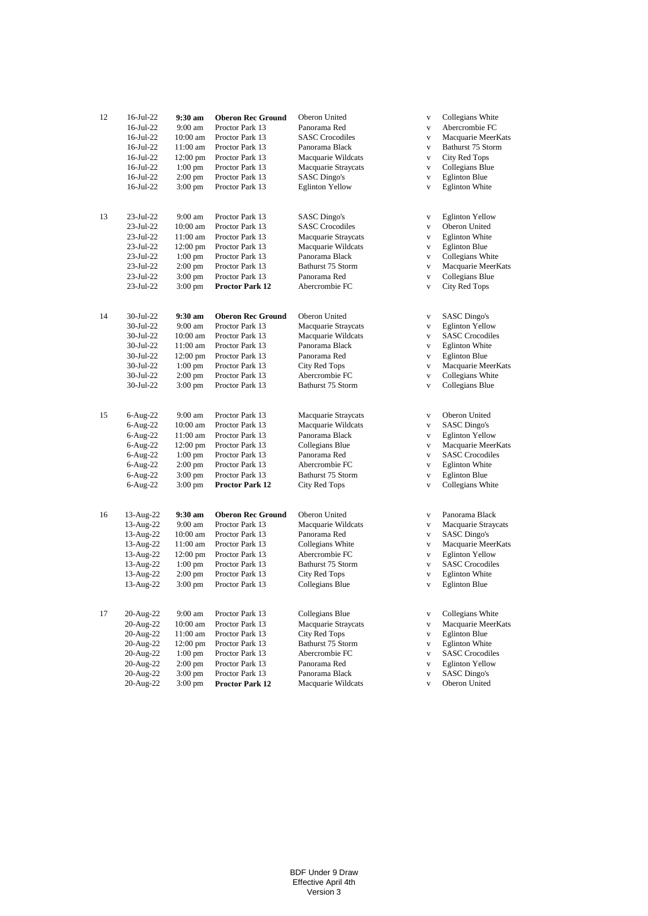| Round | Date | Time | Venue | Home | | Away |
|---|---|---|---|---|---|---|
| 12 | 16-Jul-22 | **9:30 am** | **Oberon Rec Ground** | Oberon United | v | Collegians White |
| | 16-Jul-22 | 9:00 am | Proctor Park 13 | Panorama Red | v | Abercrombie FC |
| | 16-Jul-22 | 10:00 am | Proctor Park 13 | SASC Crocodiles | v | Macquarie MeerKats |
| | 16-Jul-22 | 11:00 am | Proctor Park 13 | Panorama Black | v | Bathurst 75 Storm |
| | 16-Jul-22 | 12:00 pm | Proctor Park 13 | Macquarie Wildcats | v | City Red Tops |
| | 16-Jul-22 | 1:00 pm | Proctor Park 13 | Macquarie Straycats | v | Collegians Blue |
| | 16-Jul-22 | 2:00 pm | Proctor Park 13 | SASC Dingo's | v | Eglinton Blue |
| | 16-Jul-22 | 3:00 pm | Proctor Park 13 | Eglinton Yellow | v | Eglinton White |
| 13 | 23-Jul-22 | 9:00 am | Proctor Park 13 | SASC Dingo's | v | Eglinton Yellow |
| | 23-Jul-22 | 10:00 am | Proctor Park 13 | SASC Crocodiles | v | Oberon United |
| | 23-Jul-22 | 11:00 am | Proctor Park 13 | Macquarie Straycats | v | Eglinton White |
| | 23-Jul-22 | 12:00 pm | Proctor Park 13 | Macquarie Wildcats | v | Eglinton Blue |
| | 23-Jul-22 | 1:00 pm | Proctor Park 13 | Panorama Black | v | Collegians White |
| | 23-Jul-22 | 2:00 pm | Proctor Park 13 | Bathurst 75 Storm | v | Macquarie MeerKats |
| | 23-Jul-22 | 3:00 pm | Proctor Park 13 | Panorama Red | v | Collegians Blue |
| | 23-Jul-22 | 3:00 pm | **Proctor Park 12** | Abercrombie FC | v | City Red Tops |
| 14 | 30-Jul-22 | **9:30 am** | **Oberon Rec Ground** | Oberon United | v | SASC Dingo's |
| | 30-Jul-22 | 9:00 am | Proctor Park 13 | Macquarie Straycats | v | Eglinton Yellow |
| | 30-Jul-22 | 10:00 am | Proctor Park 13 | Macquarie Wildcats | v | SASC Crocodiles |
| | 30-Jul-22 | 11:00 am | Proctor Park 13 | Panorama Black | v | Eglinton White |
| | 30-Jul-22 | 12:00 pm | Proctor Park 13 | Panorama Red | v | Eglinton Blue |
| | 30-Jul-22 | 1:00 pm | Proctor Park 13 | City Red Tops | v | Macquarie MeerKats |
| | 30-Jul-22 | 2:00 pm | Proctor Park 13 | Abercrombie FC | v | Collegians White |
| | 30-Jul-22 | 3:00 pm | Proctor Park 13 | Bathurst 75 Storm | v | Collegians Blue |
| 15 | 6-Aug-22 | 9:00 am | Proctor Park 13 | Macquarie Straycats | v | Oberon United |
| | 6-Aug-22 | 10:00 am | Proctor Park 13 | Macquarie Wildcats | v | SASC Dingo's |
| | 6-Aug-22 | 11:00 am | Proctor Park 13 | Panorama Black | v | Eglinton Yellow |
| | 6-Aug-22 | 12:00 pm | Proctor Park 13 | Collegians Blue | v | Macquarie MeerKats |
| | 6-Aug-22 | 1:00 pm | Proctor Park 13 | Panorama Red | v | SASC Crocodiles |
| | 6-Aug-22 | 2:00 pm | Proctor Park 13 | Abercrombie FC | v | Eglinton White |
| | 6-Aug-22 | 3:00 pm | Proctor Park 13 | Bathurst 75 Storm | v | Eglinton Blue |
| | 6-Aug-22 | 3:00 pm | **Proctor Park 12** | City Red Tops | v | Collegians White |
| 16 | 13-Aug-22 | **9:30 am** | **Oberon Rec Ground** | Oberon United | v | Panorama Black |
| | 13-Aug-22 | 9:00 am | Proctor Park 13 | Macquarie Wildcats | v | Macquarie Straycats |
| | 13-Aug-22 | 10:00 am | Proctor Park 13 | Panorama Red | v | SASC Dingo's |
| | 13-Aug-22 | 11:00 am | Proctor Park 13 | Collegians White | v | Macquarie MeerKats |
| | 13-Aug-22 | 12:00 pm | Proctor Park 13 | Abercrombie FC | v | Eglinton Yellow |
| | 13-Aug-22 | 1:00 pm | Proctor Park 13 | Bathurst 75 Storm | v | SASC Crocodiles |
| | 13-Aug-22 | 2:00 pm | Proctor Park 13 | City Red Tops | v | Eglinton White |
| | 13-Aug-22 | 3:00 pm | Proctor Park 13 | Collegians Blue | v | Eglinton Blue |
| 17 | 20-Aug-22 | 9:00 am | Proctor Park 13 | Collegians Blue | v | Collegians White |
| | 20-Aug-22 | 10:00 am | Proctor Park 13 | Macquarie Straycats | v | Macquarie MeerKats |
| | 20-Aug-22 | 11:00 am | Proctor Park 13 | City Red Tops | v | Eglinton Blue |
| | 20-Aug-22 | 12:00 pm | Proctor Park 13 | Bathurst 75 Storm | v | Eglinton White |
| | 20-Aug-22 | 1:00 pm | Proctor Park 13 | Abercrombie FC | v | SASC Crocodiles |
| | 20-Aug-22 | 2:00 pm | Proctor Park 13 | Panorama Red | v | Eglinton Yellow |
| | 20-Aug-22 | 3:00 pm | Proctor Park 13 | Panorama Black | v | SASC Dingo's |
| | 20-Aug-22 | 3:00 pm | **Proctor Park 12** | Macquarie Wildcats | v | Oberon United |

BDF Under 9 Draw
Effective April 4th
Version 3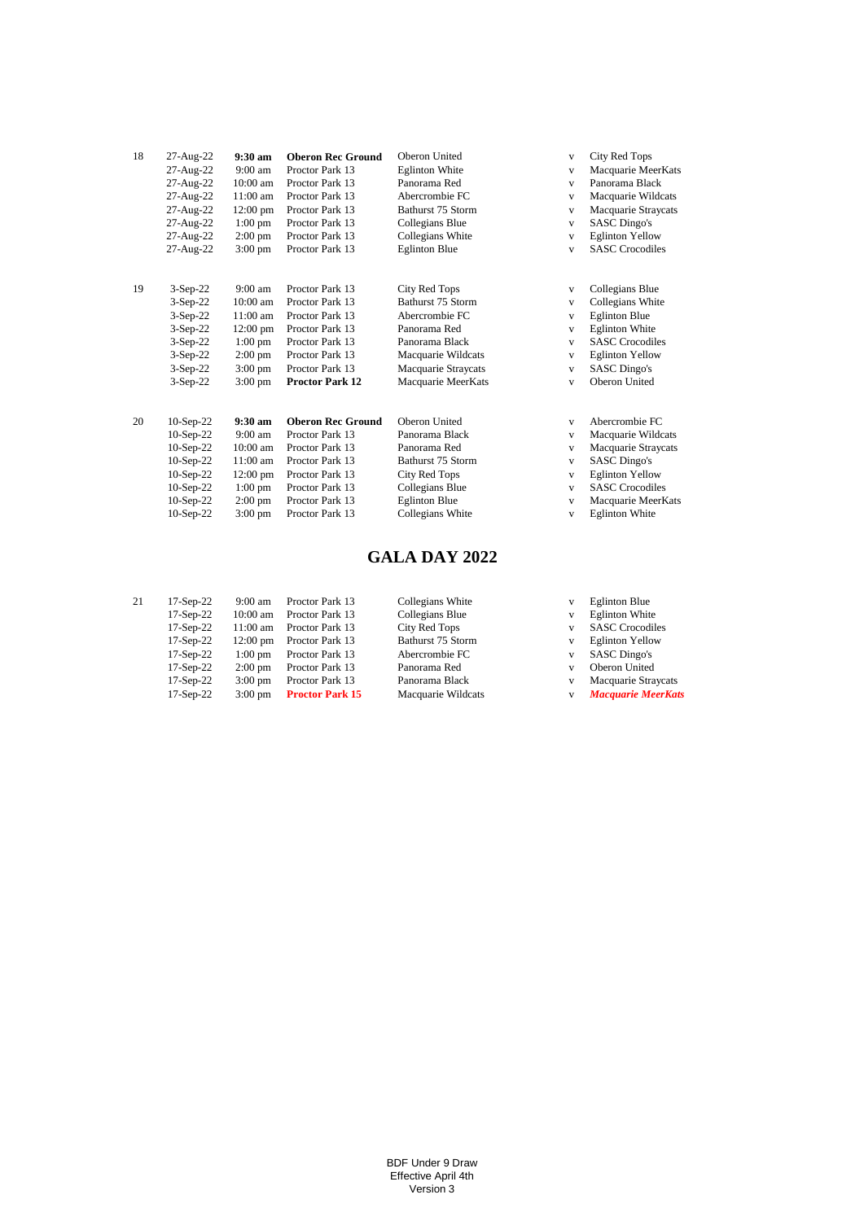| | | | | | | |
|---|---|---|---|---|---|---|
| 18 | 27-Aug-22 | **9:30 am** | **Oberon Rec Ground** | Oberon United | v | City Red Tops |
| | 27-Aug-22 | 9:00 am | Proctor Park 13 | Eglinton White | v | Macquarie MeerKats |
| | 27-Aug-22 | 10:00 am | Proctor Park 13 | Panorama Red | v | Panorama Black |
| | 27-Aug-22 | 11:00 am | Proctor Park 13 | Abercrombie FC | v | Macquarie Wildcats |
| | 27-Aug-22 | 12:00 pm | Proctor Park 13 | Bathurst 75 Storm | v | Macquarie Straycats |
| | 27-Aug-22 | 1:00 pm | Proctor Park 13 | Collegians Blue | v | SASC Dingo's |
| | 27-Aug-22 | 2:00 pm | Proctor Park 13 | Collegians White | v | Eglinton Yellow |
| | 27-Aug-22 | 3:00 pm | Proctor Park 13 | Eglinton Blue | v | SASC Crocodiles |
| 19 | 3-Sep-22 | 9:00 am | Proctor Park 13 | City Red Tops | v | Collegians Blue |
| | 3-Sep-22 | 10:00 am | Proctor Park 13 | Bathurst 75 Storm | v | Collegians White |
| | 3-Sep-22 | 11:00 am | Proctor Park 13 | Abercrombie FC | v | Eglinton Blue |
| | 3-Sep-22 | 12:00 pm | Proctor Park 13 | Panorama Red | v | Eglinton White |
| | 3-Sep-22 | 1:00 pm | Proctor Park 13 | Panorama Black | v | SASC Crocodiles |
| | 3-Sep-22 | 2:00 pm | Proctor Park 13 | Macquarie Wildcats | v | Eglinton Yellow |
| | 3-Sep-22 | 3:00 pm | Proctor Park 13 | Macquarie Straycats | v | SASC Dingo's |
| | 3-Sep-22 | 3:00 pm | **Proctor Park 12** | Macquarie MeerKats | v | Oberon United |
| 20 | 10-Sep-22 | **9:30 am** | **Oberon Rec Ground** | Oberon United | v | Abercrombie FC |
| | 10-Sep-22 | 9:00 am | Proctor Park 13 | Panorama Black | v | Macquarie Wildcats |
| | 10-Sep-22 | 10:00 am | Proctor Park 13 | Panorama Red | v | Macquarie Straycats |
| | 10-Sep-22 | 11:00 am | Proctor Park 13 | Bathurst 75 Storm | v | SASC Dingo's |
| | 10-Sep-22 | 12:00 pm | Proctor Park 13 | City Red Tops | v | Eglinton Yellow |
| | 10-Sep-22 | 1:00 pm | Proctor Park 13 | Collegians Blue | v | SASC Crocodiles |
| | 10-Sep-22 | 2:00 pm | Proctor Park 13 | Eglinton Blue | v | Macquarie MeerKats |
| | 10-Sep-22 | 3:00 pm | Proctor Park 13 | Collegians White | v | Eglinton White |

# GALA DAY 2022

| | | | | | | |
|---|---|---|---|---|---|---|
| 21 | 17-Sep-22 | 9:00 am | Proctor Park 13 | Collegians White | v | Eglinton Blue |
| | 17-Sep-22 | 10:00 am | Proctor Park 13 | Collegians Blue | v | Eglinton White |
| | 17-Sep-22 | 11:00 am | Proctor Park 13 | City Red Tops | v | SASC Crocodiles |
| | 17-Sep-22 | 12:00 pm | Proctor Park 13 | Bathurst 75 Storm | v | Eglinton Yellow |
| | 17-Sep-22 | 1:00 pm | Proctor Park 13 | Abercrombie FC | v | SASC Dingo's |
| | 17-Sep-22 | 2:00 pm | Proctor Park 13 | Panorama Red | v | Oberon United |
| | 17-Sep-22 | 3:00 pm | Proctor Park 13 | Panorama Black | v | Macquarie Straycats |
| | 17-Sep-22 | 3:00 pm | **Proctor Park 15** | Macquarie Wildcats | v | ***Macquarie MeerKats*** |

BDF Under 9 Draw
Effective April 4th
Version 3